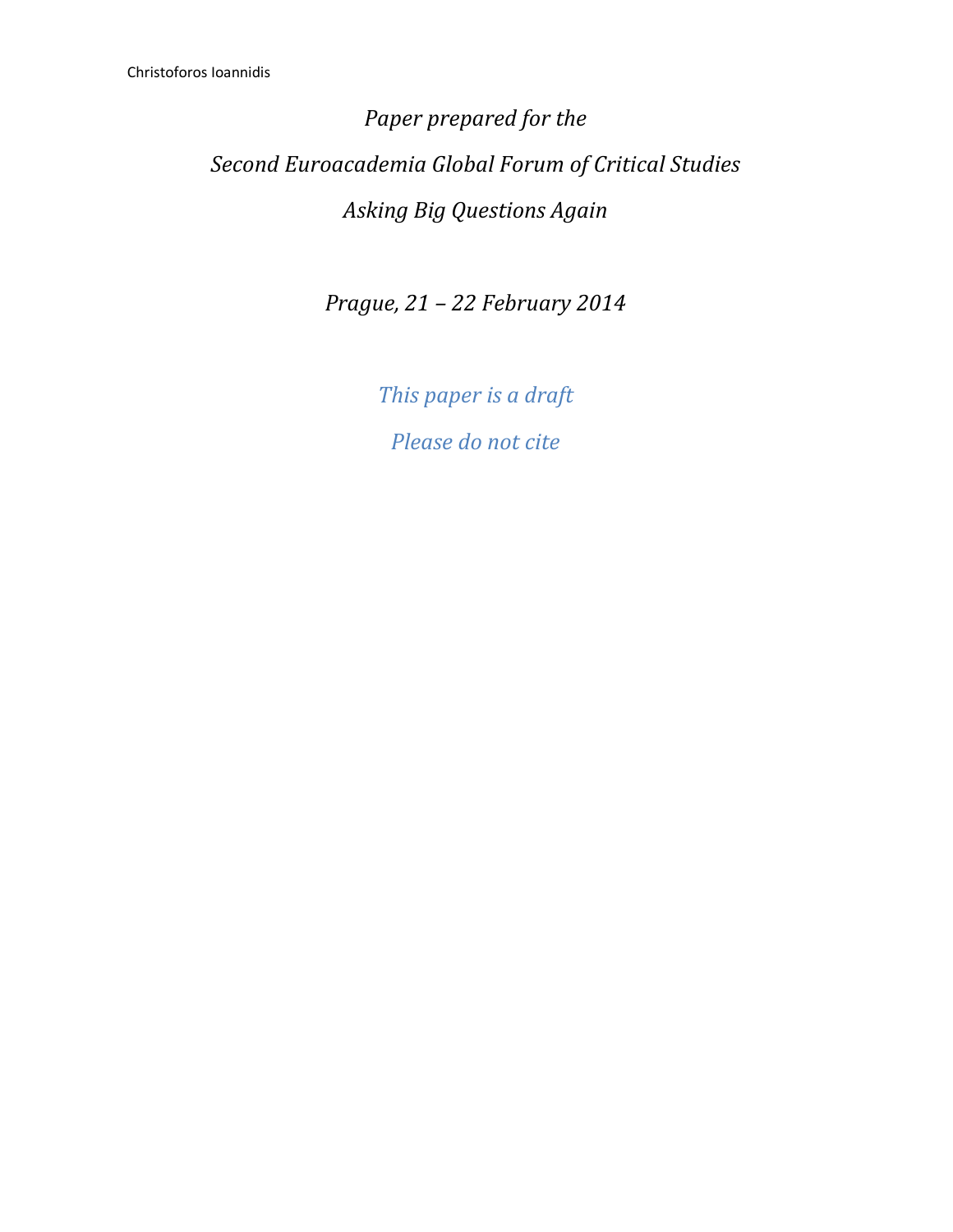Christoforos Ioannidis

*Paper prepared for the*

*Second Euroacademia Global Forum of Critical Studies*

*Asking Big Questions Again*

*Prague, 21 – 22 February 2014*

*This paper is a draft*

*Please do not cite*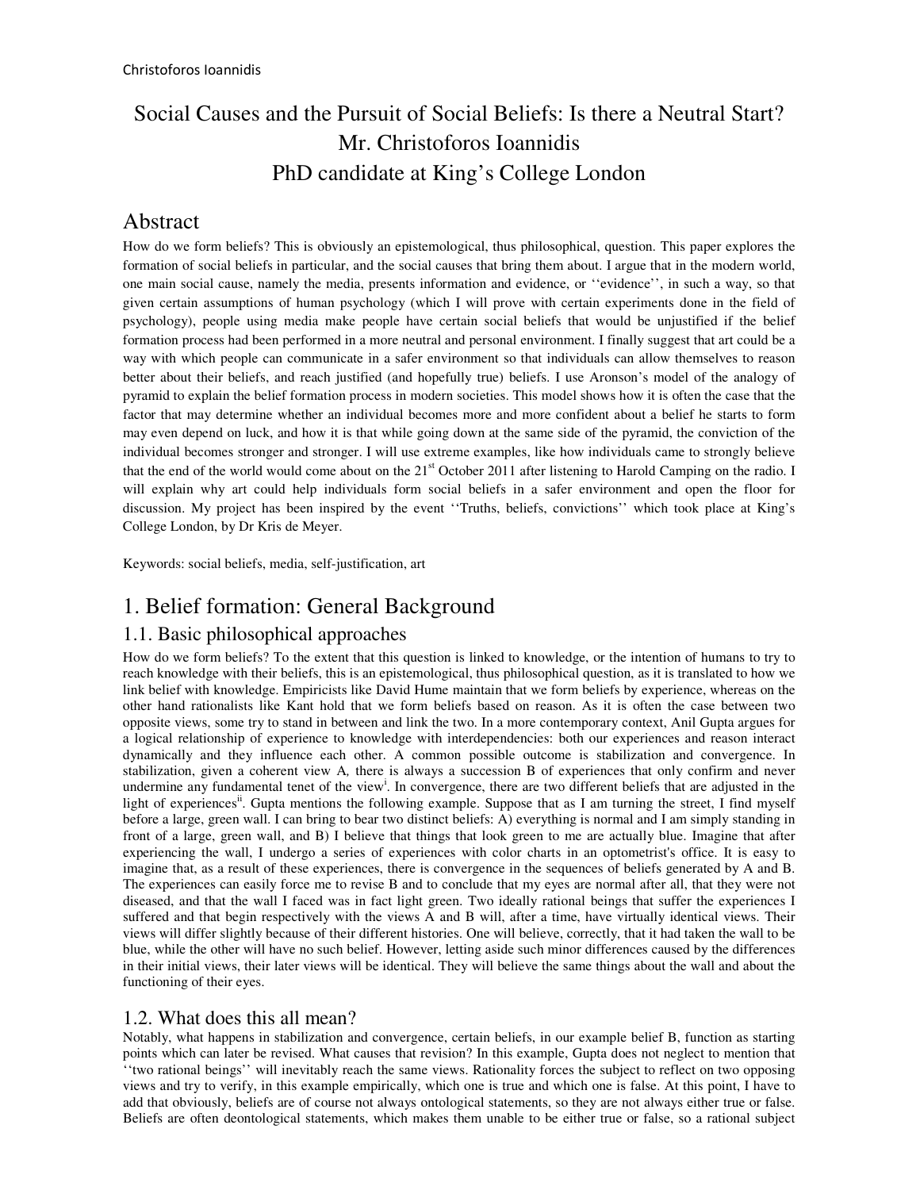# Social Causes and the Pursuit of Social Beliefs: Is there a Neutral Start?

Mr. Christoforos Ioannidis

PhD candidate at King's College London

## Abstract

How do we form beliefs? This is obviously an epistemological, thus philosophical, question. This paper explores the formation of social beliefs in particular, and the social causes that bring them about. I argue that in the modern world, one main social cause, namely the media, presents information and evidence, or ''evidence'', in such a way, so that given certain assumptions of human psychology (which I will prove with certain experiments done in the field of psychology), people using media make people have certain social beliefs that would be unjustified if the belief formation process had been performed in a more neutral and personal environment. I finally suggest that art could be a way with which people can communicate in a safer environment so that individuals can allow themselves to reason better about their beliefs, and reach justified (and hopefully true) beliefs. I use Aronson's model of the analogy of pyramid to explain the belief formation process in modern societies. This model shows how it is often the case that the factor that may determine whether an individual becomes more and more confident about a belief he starts to form may even depend on luck, and how it is that while going down at the same side of the pyramid, the conviction of the individual becomes stronger and stronger. I will use extreme examples, like how individuals came to strongly believe that the end of the world would come about on the 21st October 2011 after listening to Harold Camping on the radio. I will explain why art could help individuals form social beliefs in a safer environment and open the floor for discussion. My project has been inspired by the event ''Truths, beliefs, convictions'' which took place at King's College London, by Dr Kris de Meyer.

Keywords: social beliefs, media, self-justification, art

## 1. Belief formation: General Background

### 1.1. Basic philosophical approaches

How do we form beliefs? To the extent that this question is linked to knowledge, or the intention of humans to try to reach knowledge with their beliefs, this is an epistemological, thus philosophical, question, as it is translated to how we link belief with knowledge. Empiricists like David Hume maintain that we form beliefs by experience, whereas on the other hand rationalists like Kant hold that we form beliefs based on reason. As it is often the case between two opposite views, some try to stand in between and link the two. In a more contemporary context, Anil Gupta argues for a logical relationship of experience to knowledge with interdependencies: both our experiences and reason interact dynamically and they influence each other. A common possible outcome is stabilization and convergence. In stabilization, given a coherent view A, there is always a succession B of experiences that only confirm and never undermine any fundamental tenet of the view[i]. In convergence, there are two different beliefs that are adjusted in the light of experiences[ii]. Gupta mentions the following example. Suppose that as I am turning the street, I find myself before a large, green wall. I can bring to bear two distinct beliefs: A) everything is normal and I am simply standing in front of a large, green wall, and B) I believe that things that look green to me are actually blue. Imagine that after experiencing the wall, I undergo a series of experiences with color charts in an optometrist's office. It is easy to imagine that, as a result of these experiences, there is convergence in the sequences of beliefs generated by A and B. The experiences can easily force me to revise B and to conclude that my eyes are normal after all, that they were not diseased, and that the wall I faced was in fact light green. Two ideally rational beings that suffer the experiences I suffered and that begin respectively with the views A and B will, after a time, have virtually identical views. Their views will differ slightly because of their different histories. One will believe, correctly, that it had taken the wall to be blue, while the other will have no such belief. However, letting aside such minor differences caused by the differences in their initial views, their later views will be identical. They will believe the same things about the wall and about the functioning of their eyes.

### 1.2. What does this all mean?

Notably, what happens in stabilization and convergence, certain beliefs, in our example belief B, function as starting points which can later be revised. What causes that revision? In this example, Gupta does not neglect to mention that ''two rational beings'' will inevitably reach the same views. Rationality forces the subject to reflect on two opposing views and try to verify, in this example empirically, which one is true and which one is false. At this point, I have to add that obviously, beliefs are of course not always ontological statements, so they are not always either true or false. Beliefs are often deontological statements, which makes them unable to be either true or false, so a rational subject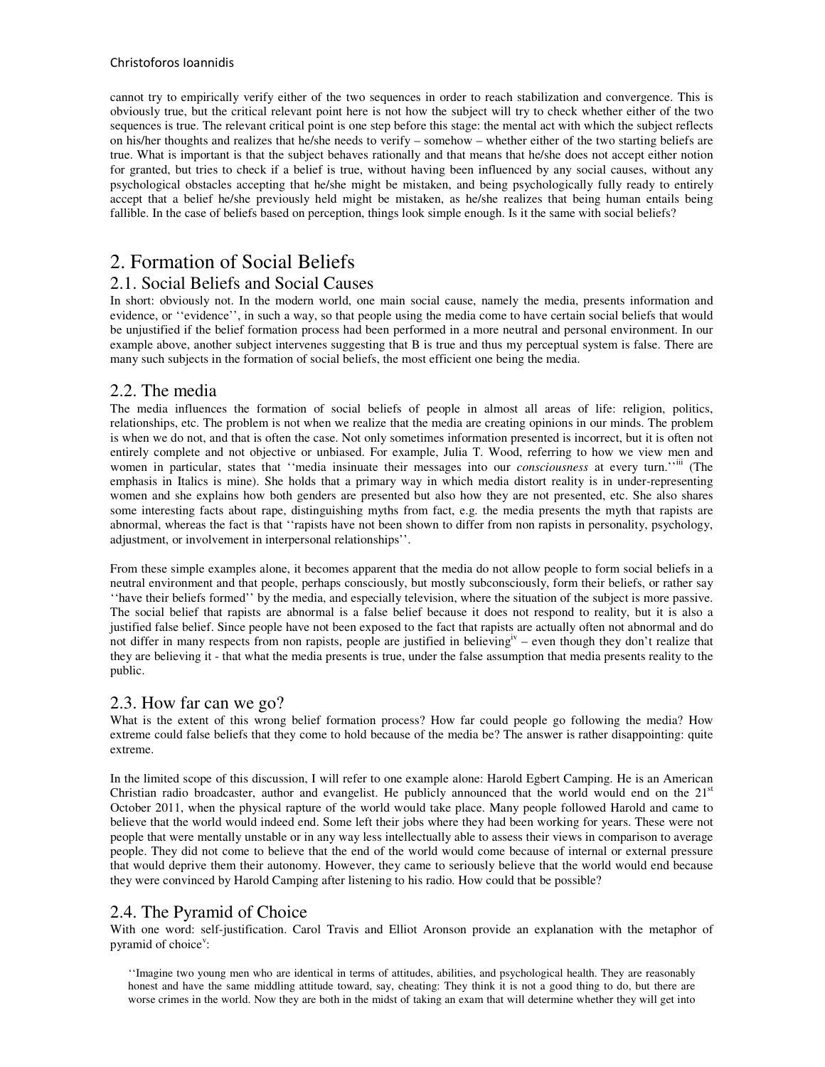cannot try to empirically verify either of the two sequences in order to reach stabilization and convergence. This is obviously true, but the critical relevant point here is not how the subject will try to check whether either of the two sequences is true. The relevant critical point is one step before this stage: the mental act with which the subject reflects on his/her thoughts and realizes that he/she needs to verify – somehow – whether either of the two starting beliefs are true. What is important is that the subject behaves rationally and that means that he/she does not accept either notion for granted, but tries to check if a belief is true, without having been influenced by any social causes, without any psychological obstacles accepting that he/she might be mistaken, and being psychologically fully ready to entirely accept that a belief he/she previously held might be mistaken, as he/she realizes that being human entails being fallible. In the case of beliefs based on perception, things look simple enough. Is it the same with social beliefs?

# 2. Formation of Social Beliefs

## 2.1. Social Beliefs and Social Causes

In short: obviously not. In the modern world, one main social cause, namely the media, presents information and evidence, or ''evidence'', in such a way, so that people using the media come to have certain social beliefs that would be unjustified if the belief formation process had been performed in a more neutral and personal environment. In our example above, another subject intervenes suggesting that B is true and thus my perceptual system is false. There are many such subjects in the formation of social beliefs, the most efficient one being the media.

## 2.2. The media

The media influences the formation of social beliefs of people in almost all areas of life: religion, politics, relationships, etc. The problem is not when we realize that the media are creating opinions in our minds. The problem is when we do not, and that is often the case. Not only sometimes information presented is incorrect, but it is often not entirely complete and not objective or unbiased. For example, Julia T. Wood, referring to how we view men and women in particular, states that ''media insinuate their messages into our *consciousness* at every turn.''[iii] (The emphasis in Italics is mine). She holds that a primary way in which media distort reality is in under-representing women and she explains how both genders are presented but also how they are not presented, etc. She also shares some interesting facts about rape, distinguishing myths from fact, e.g. the media presents the myth that rapists are abnormal, whereas the fact is that ''rapists have not been shown to differ from non rapists in personality, psychology, adjustment, or involvement in interpersonal relationships''.

From these simple examples alone, it becomes apparent that the media do not allow people to form social beliefs in a neutral environment and that people, perhaps consciously, but mostly subconsciously, form their beliefs, or rather say ''have their beliefs formed'' by the media, and especially television, where the situation of the subject is more passive. The social belief that rapists are abnormal is a false belief because it does not respond to reality, but it is also a justified false belief. Since people have not been exposed to the fact that rapists are actually often not abnormal and do not differ in many respects from non rapists, people are justified in believing[iv] – even though they don't realize that they are believing it - that what the media presents is true, under the false assumption that media presents reality to the public.

## 2.3. How far can we go?

What is the extent of this wrong belief formation process? How far could people go following the media? How extreme could false beliefs that they come to hold because of the media be? The answer is rather disappointing: quite extreme.

In the limited scope of this discussion, I will refer to one example alone: Harold Egbert Camping. He is an American Christian radio broadcaster, author and evangelist. He publicly announced that the world would end on the 21st October 2011, when the physical rapture of the world would take place. Many people followed Harold and came to believe that the world would indeed end. Some left their jobs where they had been working for years. These were not people that were mentally unstable or in any way less intellectually able to assess their views in comparison to average people. They did not come to believe that the end of the world would come because of internal or external pressure that would deprive them their autonomy. However, they came to seriously believe that the world would end because they were convinced by Harold Camping after listening to his radio. How could that be possible?

## 2.4. The Pyramid of Choice

With one word: self-justification. Carol Travis and Elliot Aronson provide an explanation with the metaphor of pyramid of choice[v]:

> ''Imagine two young men who are identical in terms of attitudes, abilities, and psychological health. They are reasonably honest and have the same middling attitude toward, say, cheating: They think it is not a good thing to do, but there are worse crimes in the world. Now they are both in the midst of taking an exam that will determine whether they will get into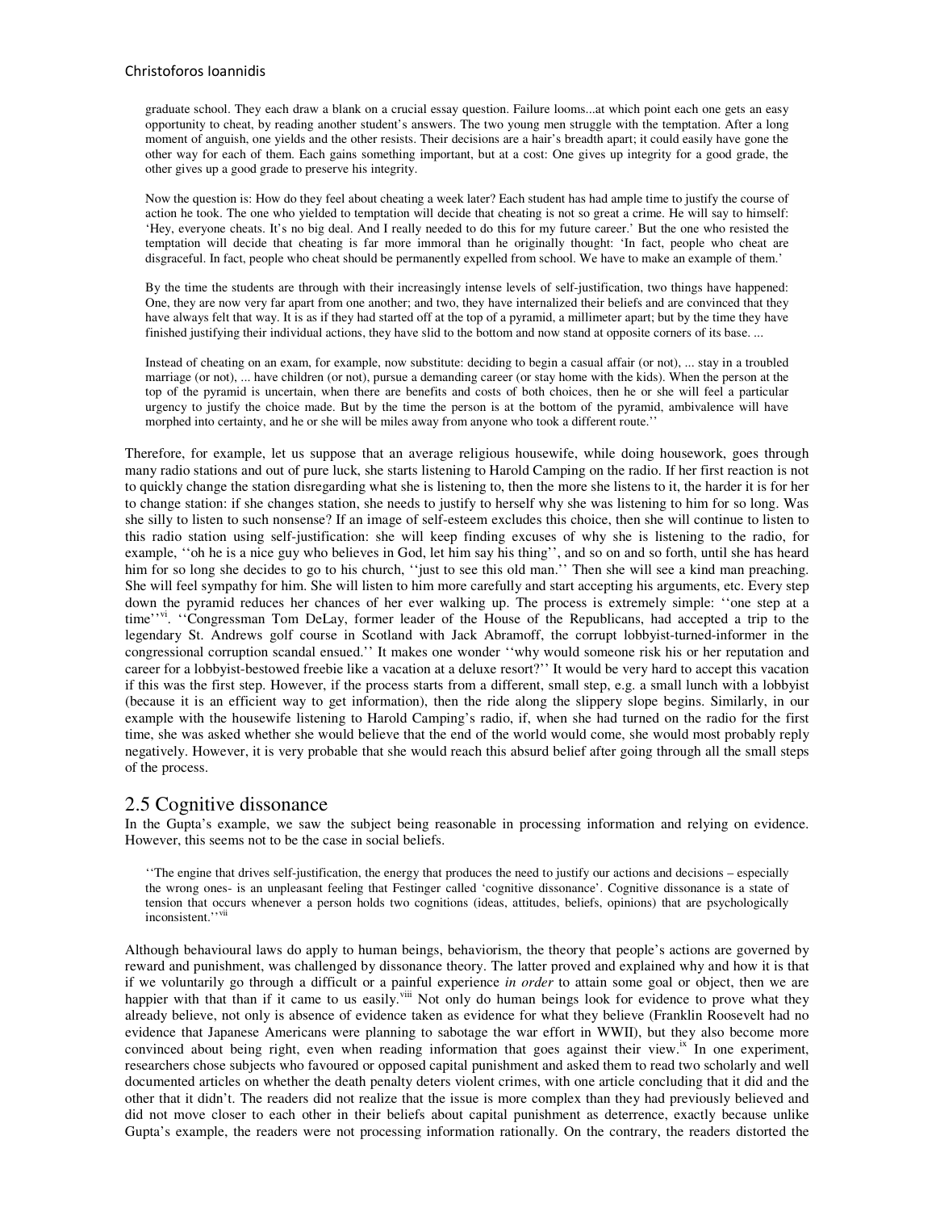> graduate school. They each draw a blank on a crucial essay question. Failure looms...at which point each one gets an easy opportunity to cheat, by reading another student's answers. The two young men struggle with the temptation. After a long moment of anguish, one yields and the other resists. Their decisions are a hair's breadth apart; it could easily have gone the other way for each of them. Each gains something important, but at a cost: One gives up integrity for a good grade, the other gives up a good grade to preserve his integrity.
>
> Now the question is: How do they feel about cheating a week later? Each student has had ample time to justify the course of action he took. The one who yielded to temptation will decide that cheating is not so great a crime. He will say to himself: 'Hey, everyone cheats. It's no big deal. And I really needed to do this for my future career.' But the one who resisted the temptation will decide that cheating is far more immoral than he originally thought: 'In fact, people who cheat are disgraceful. In fact, people who cheat should be permanently expelled from school. We have to make an example of them.'
>
> By the time the students are through with their increasingly intense levels of self-justification, two things have happened: One, they are now very far apart from one another; and two, they have internalized their beliefs and are convinced that they have always felt that way. It is as if they had started off at the top of a pyramid, a millimeter apart; but by the time they have finished justifying their individual actions, they have slid to the bottom and now stand at opposite corners of its base. ...
>
> Instead of cheating on an exam, for example, now substitute: deciding to begin a casual affair (or not), ... stay in a troubled marriage (or not), ... have children (or not), pursue a demanding career (or stay home with the kids). When the person at the top of the pyramid is uncertain, when there are benefits and costs of both choices, then he or she will feel a particular urgency to justify the choice made. But by the time the person is at the bottom of the pyramid, ambivalence will have morphed into certainty, and he or she will be miles away from anyone who took a different route.''

Therefore, for example, let us suppose that an average religious housewife, while doing housework, goes through many radio stations and out of pure luck, she starts listening to Harold Camping on the radio. If her first reaction is not to quickly change the station disregarding what she is listening to, then the more she listens to it, the harder it is for her to change station: if she changes station, she needs to justify to herself why she was listening to him for so long. Was she silly to listen to such nonsense? If an image of self-esteem excludes this choice, then she will continue to listen to this radio station using self-justification: she will keep finding excuses of why she is listening to the radio, for example, ''oh he is a nice guy who believes in God, let him say his thing'', and so on and so forth, until she has heard him for so long she decides to go to his church, ''just to see this old man.'' Then she will see a kind man preaching. She will feel sympathy for him. She will listen to him more carefully and start accepting his arguments, etc. Every step down the pyramid reduces her chances of her ever walking up. The process is extremely simple: ''one step at a time''[vi]. ''Congressman Tom DeLay, former leader of the House of the Republicans, had accepted a trip to the legendary St. Andrews golf course in Scotland with Jack Abramoff, the corrupt lobbyist-turned-informer in the congressional corruption scandal ensued.'' It makes one wonder ''why would someone risk his or her reputation and career for a lobbyist-bestowed freebie like a vacation at a deluxe resort?'' It would be very hard to accept this vacation if this was the first step. However, if the process starts from a different, small step, e.g. a small lunch with a lobbyist (because it is an efficient way to get information), then the ride along the slippery slope begins. Similarly, in our example with the housewife listening to Harold Camping's radio, if, when she had turned on the radio for the first time, she was asked whether she would believe that the end of the world would come, she would most probably reply negatively. However, it is very probable that she would reach this absurd belief after going through all the small steps of the process.

## 2.5 Cognitive dissonance

In the Gupta's example, we saw the subject being reasonable in processing information and relying on evidence. However, this seems not to be the case in social beliefs.

> ''The engine that drives self-justification, the energy that produces the need to justify our actions and decisions – especially the wrong ones- is an unpleasant feeling that Festinger called 'cognitive dissonance'. Cognitive dissonance is a state of tension that occurs whenever a person holds two cognitions (ideas, attitudes, beliefs, opinions) that are psychologically inconsistent.''[vii]

Although behavioural laws do apply to human beings, behaviorism, the theory that people's actions are governed by reward and punishment, was challenged by dissonance theory. The latter proved and explained why and how it is that if we voluntarily go through a difficult or a painful experience *in order* to attain some goal or object, then we are happier with that than if it came to us easily.[viii] Not only do human beings look for evidence to prove what they already believe, not only is absence of evidence taken as evidence for what they believe (Franklin Roosevelt had no evidence that Japanese Americans were planning to sabotage the war effort in WWII), but they also become more convinced about being right, even when reading information that goes against their view.[ix] In one experiment, researchers chose subjects who favoured or opposed capital punishment and asked them to read two scholarly and well documented articles on whether the death penalty deters violent crimes, with one article concluding that it did and the other that it didn't. The readers did not realize that the issue is more complex than they had previously believed and did not move closer to each other in their beliefs about capital punishment as deterrence, exactly because unlike Gupta's example, the readers were not processing information rationally. On the contrary, the readers distorted the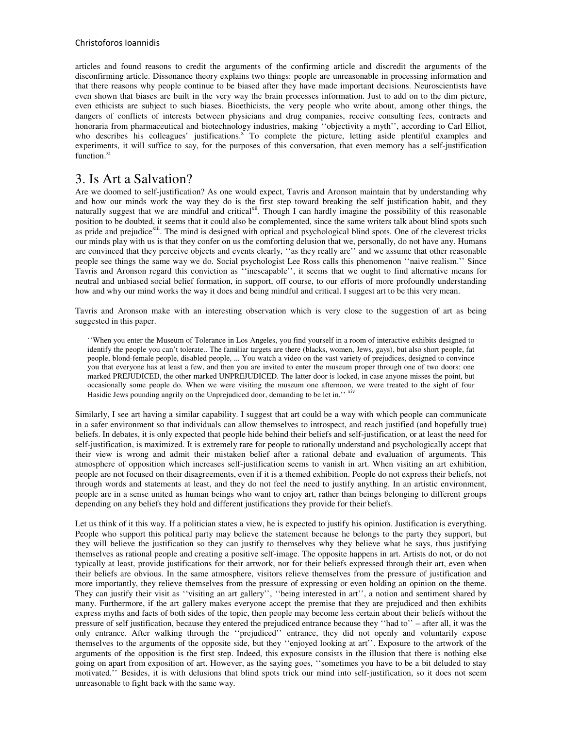articles and found reasons to credit the arguments of the confirming article and discredit the arguments of the disconfirming article. Dissonance theory explains two things: people are unreasonable in processing information and that there reasons why people continue to be biased after they have made important decisions. Neuroscientists have even shown that biases are built in the very way the brain processes information. Just to add on to the dim picture, even ethicists are subject to such biases. Bioethicists, the very people who write about, among other things, the dangers of conflicts of interests between physicians and drug companies, receive consulting fees, contracts and honoraria from pharmaceutical and biotechnology industries, making ''objectivity a myth'', according to Carl Elliot, who describes his colleagues' justifications.[x] To complete the picture, letting aside plentiful examples and experiments, it will suffice to say, for the purposes of this conversation, that even memory has a self-justification function.[xi]

## 3. Is Art a Salvation?

Are we doomed to self-justification? As one would expect, Tavris and Aronson maintain that by understanding why and how our minds work the way they do is the first step toward breaking the self justification habit, and they naturally suggest that we are mindful and critical[xii]. Though I can hardly imagine the possibility of this reasonable position to be doubted, it seems that it could also be complemented, since the same writers talk about blind spots such as pride and prejudice[xiii]. The mind is designed with optical and psychological blind spots. One of the cleverest tricks our minds play with us is that they confer on us the comforting delusion that we, personally, do not have any. Humans are convinced that they perceive objects and events clearly, ''as they really are'' and we assume that other reasonable people see things the same way we do. Social psychologist Lee Ross calls this phenomenon ''naive realism.'' Since Tavris and Aronson regard this conviction as ''inescapable'', it seems that we ought to find alternative means for neutral and unbiased social belief formation, in support, off course, to our efforts of more profoundly understanding how and why our mind works the way it does and being mindful and critical. I suggest art to be this very mean.

Tavris and Aronson make with an interesting observation which is very close to the suggestion of art as being suggested in this paper.

> ''When you enter the Museum of Tolerance in Los Angeles, you find yourself in a room of interactive exhibits designed to identify the people you can't tolerate.. The familiar targets are there (blacks, women, Jews, gays), but also short people, fat people, blond-female people, disabled people, ... You watch a video on the vast variety of prejudices, designed to convince you that everyone has at least a few, and then you are invited to enter the museum proper through one of two doors: one marked PREJUDICED, the other marked UNPREJUDICED. The latter door is locked, in case anyone misses the point, but occasionally some people do. When we were visiting the museum one afternoon, we were treated to the sight of four Hasidic Jews pounding angrily on the Unprejudiced door, demanding to be let in.'' [xiv]

Similarly, I see art having a similar capability. I suggest that art could be a way with which people can communicate in a safer environment so that individuals can allow themselves to introspect, and reach justified (and hopefully true) beliefs. In debates, it is only expected that people hide behind their beliefs and self-justification, or at least the need for self-justification, is maximized. It is extremely rare for people to rationally understand and psychologically accept that their view is wrong and admit their mistaken belief after a rational debate and evaluation of arguments. This atmosphere of opposition which increases self-justification seems to vanish in art. When visiting an art exhibition, people are not focused on their disagreements, even if it is a themed exhibition. People do not express their beliefs, not through words and statements at least, and they do not feel the need to justify anything. In an artistic environment, people are in a sense united as human beings who want to enjoy art, rather than beings belonging to different groups depending on any beliefs they hold and different justifications they provide for their beliefs.

Let us think of it this way. If a politician states a view, he is expected to justify his opinion. Justification is everything. People who support this political party may believe the statement because he belongs to the party they support, but they will believe the justification so they can justify to themselves why they believe what he says, thus justifying themselves as rational people and creating a positive self-image. The opposite happens in art. Artists do not, or do not typically at least, provide justifications for their artwork, nor for their beliefs expressed through their art, even when their beliefs are obvious. In the same atmosphere, visitors relieve themselves from the pressure of justification and more importantly, they relieve themselves from the pressure of expressing or even holding an opinion on the theme. They can justify their visit as ''visiting an art gallery'', ''being interested in art'', a notion and sentiment shared by many. Furthermore, if the art gallery makes everyone accept the premise that they are prejudiced and then exhibits express myths and facts of both sides of the topic, then people may become less certain about their beliefs without the pressure of self justification, because they entered the prejudiced entrance because they ''had to'' – after all, it was the only entrance. After walking through the ''prejudiced'' entrance, they did not openly and voluntarily expose themselves to the arguments of the opposition, but they ''enjoyed looking at art''. Exposure to the artwork of the arguments of the opposite side, is the first step. Indeed, this exposure consists in the illusion that there is nothing else going on apart from exposition of art. However, as the saying goes, ''sometimes you have to be a bit deluded to stay motivated.'' Besides, it is with delusions that blind spots trick our mind into self-justification, so it does not seem unreasonable to fight back with the same way.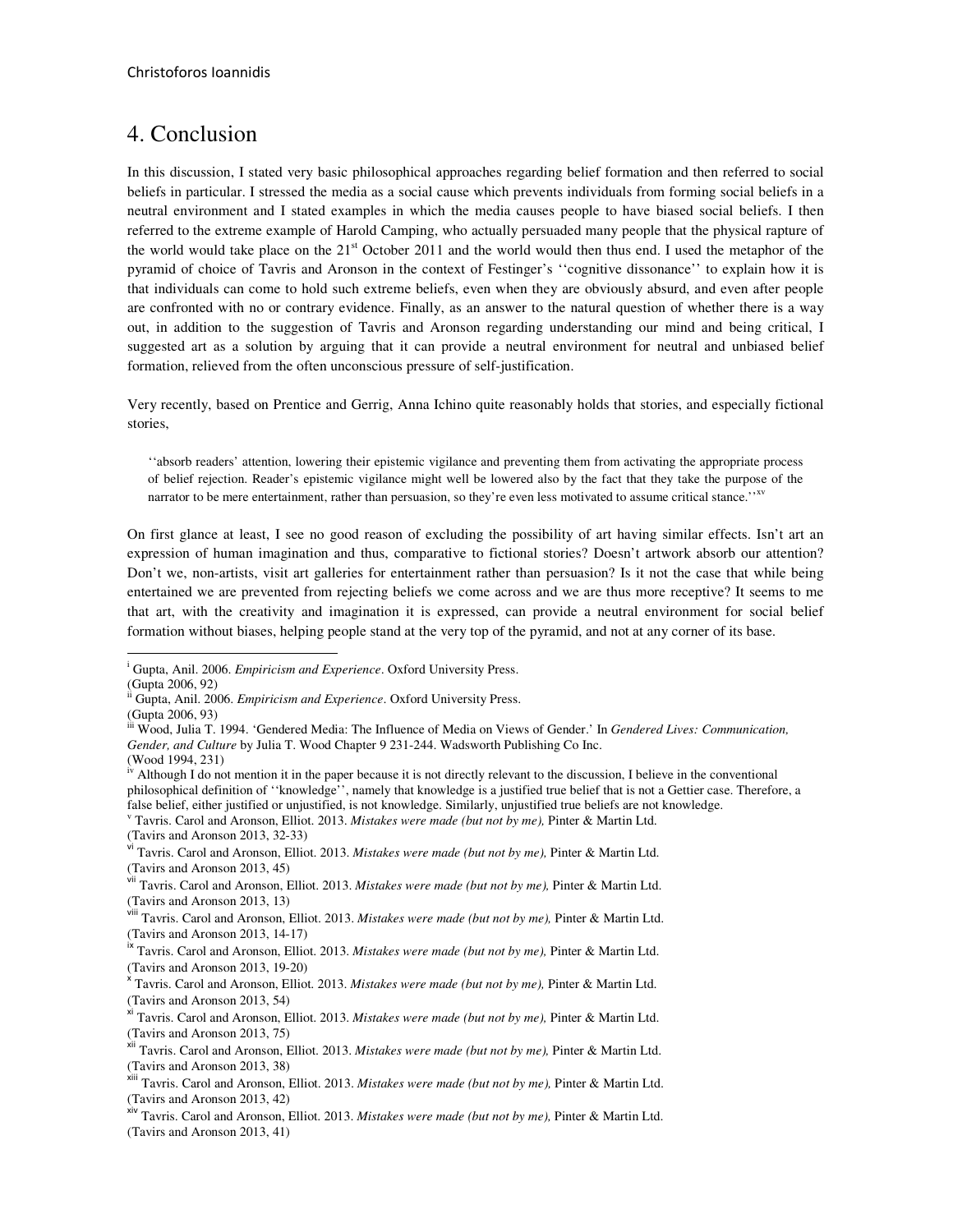# 4. Conclusion

In this discussion, I stated very basic philosophical approaches regarding belief formation and then referred to social beliefs in particular. I stressed the media as a social cause which prevents individuals from forming social beliefs in a neutral environment and I stated examples in which the media causes people to have biased social beliefs. I then referred to the extreme example of Harold Camping, who actually persuaded many people that the physical rapture of the world would take place on the 21st October 2011 and the world would then thus end. I used the metaphor of the pyramid of choice of Tavris and Aronson in the context of Festinger's ''cognitive dissonance'' to explain how it is that individuals can come to hold such extreme beliefs, even when they are obviously absurd, and even after people are confronted with no or contrary evidence. Finally, as an answer to the natural question of whether there is a way out, in addition to the suggestion of Tavris and Aronson regarding understanding our mind and being critical, I suggested art as a solution by arguing that it can provide a neutral environment for neutral and unbiased belief formation, relieved from the often unconscious pressure of self-justification.

Very recently, based on Prentice and Gerrig, Anna Ichino quite reasonably holds that stories, and especially fictional stories,

> ''absorb readers' attention, lowering their epistemic vigilance and preventing them from activating the appropriate process of belief rejection. Reader's epistemic vigilance might well be lowered also by the fact that they take the purpose of the narrator to be mere entertainment, rather than persuasion, so they're even less motivated to assume critical stance.''[xv]

On first glance at least, I see no good reason of excluding the possibility of art having similar effects. Isn't art an expression of human imagination and thus, comparative to fictional stories? Doesn't artwork absorb our attention? Don't we, non-artists, visit art galleries for entertainment rather than persuasion? Is it not the case that while being entertained we are prevented from rejecting beliefs we come across and we are thus more receptive? It seems to me that art, with the creativity and imagination it is expressed, can provide a neutral environment for social belief formation without biases, helping people stand at the very top of the pyramid, and not at any corner of its base.

---

[i] Gupta, Anil. 2006. *Empiricism and Experience*. Oxford University Press.
(Gupta 2006, 92)

[ii] Gupta, Anil. 2006. *Empiricism and Experience*. Oxford University Press.
(Gupta 2006, 93)

[iii] Wood, Julia T. 1994. 'Gendered Media: The Influence of Media on Views of Gender.' In *Gendered Lives: Communication, Gender, and Culture* by Julia T. Wood Chapter 9 231-244. Wadsworth Publishing Co Inc.
(Wood 1994, 231)

[iv] Although I do not mention it in the paper because it is not directly relevant to the discussion, I believe in the conventional philosophical definition of ''knowledge'', namely that knowledge is a justified true belief that is not a Gettier case. Therefore, a false belief, either justified or unjustified, is not knowledge. Similarly, unjustified true beliefs are not knowledge.

[v] Tavris. Carol and Aronson, Elliot. 2013. *Mistakes were made (but not by me),* Pinter & Martin Ltd.
(Tavirs and Aronson 2013, 32-33)

[vi] Tavris. Carol and Aronson, Elliot. 2013. *Mistakes were made (but not by me),* Pinter & Martin Ltd.
(Tavirs and Aronson 2013, 45)

[vii] Tavris. Carol and Aronson, Elliot. 2013. *Mistakes were made (but not by me),* Pinter & Martin Ltd.
(Tavirs and Aronson 2013, 13)

[viii] Tavris. Carol and Aronson, Elliot. 2013. *Mistakes were made (but not by me),* Pinter & Martin Ltd.
(Tavirs and Aronson 2013, 14-17)

[ix] Tavris. Carol and Aronson, Elliot. 2013. *Mistakes were made (but not by me),* Pinter & Martin Ltd.
(Tavirs and Aronson 2013, 19-20)

[x] Tavris. Carol and Aronson, Elliot. 2013. *Mistakes were made (but not by me),* Pinter & Martin Ltd.
(Tavirs and Aronson 2013, 54)

[xi] Tavris. Carol and Aronson, Elliot. 2013. *Mistakes were made (but not by me),* Pinter & Martin Ltd.
(Tavirs and Aronson 2013, 75)

[xii] Tavris. Carol and Aronson, Elliot. 2013. *Mistakes were made (but not by me),* Pinter & Martin Ltd.
(Tavirs and Aronson 2013, 38)

[xiii] Tavris. Carol and Aronson, Elliot. 2013. *Mistakes were made (but not by me),* Pinter & Martin Ltd.
(Tavirs and Aronson 2013, 42)

[xiv] Tavris. Carol and Aronson, Elliot. 2013. *Mistakes were made (but not by me),* Pinter & Martin Ltd.
(Tavirs and Aronson 2013, 41)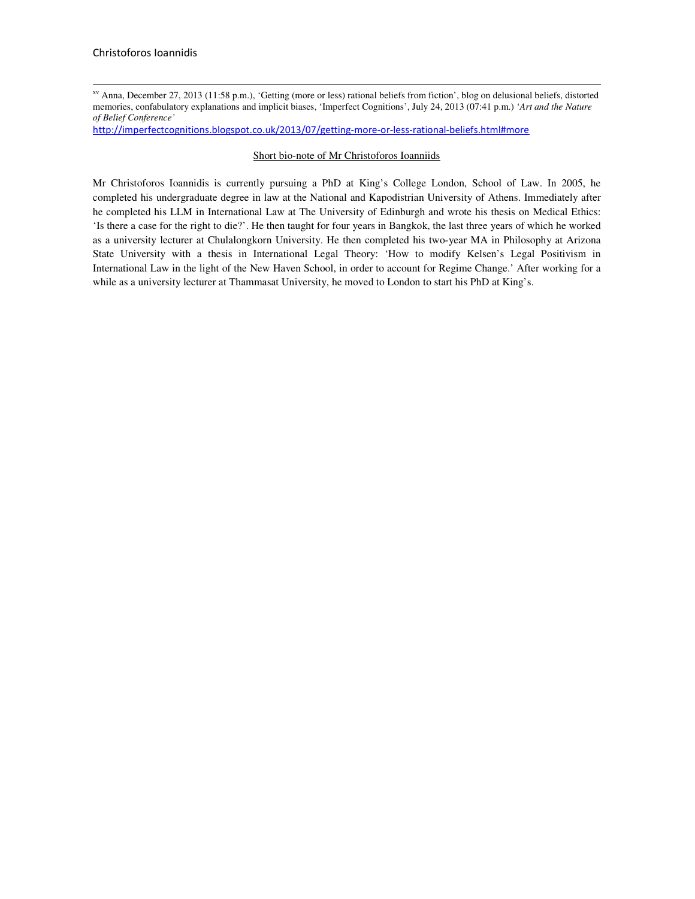[xv] Anna, December 27, 2013 (11:58 p.m.), 'Getting (more or less) rational beliefs from fiction', blog on delusional beliefs, distorted memories, confabulatory explanations and implicit biases, 'Imperfect Cognitions', July 24, 2013 (07:41 p.m.) '*Art and the Nature of Belief Conference'*
http://imperfectcognitions.blogspot.co.uk/2013/07/getting-more-or-less-rational-beliefs.html#more

<u>Short bio-note of Mr Christoforos Ioanniids</u>

Mr Christoforos Ioannidis is currently pursuing a PhD at King's College London, School of Law. In 2005, he completed his undergraduate degree in law at the National and Kapodistrian University of Athens. Immediately after he completed his LLM in International Law at The University of Edinburgh and wrote his thesis on Medical Ethics: 'Is there a case for the right to die?'. He then taught for four years in Bangkok, the last three years of which he worked as a university lecturer at Chulalongkorn University. He then completed his two-year MA in Philosophy at Arizona State University with a thesis in International Legal Theory: 'How to modify Kelsen's Legal Positivism in International Law in the light of the New Haven School, in order to account for Regime Change.' After working for a while as a university lecturer at Thammasat University, he moved to London to start his PhD at King's.